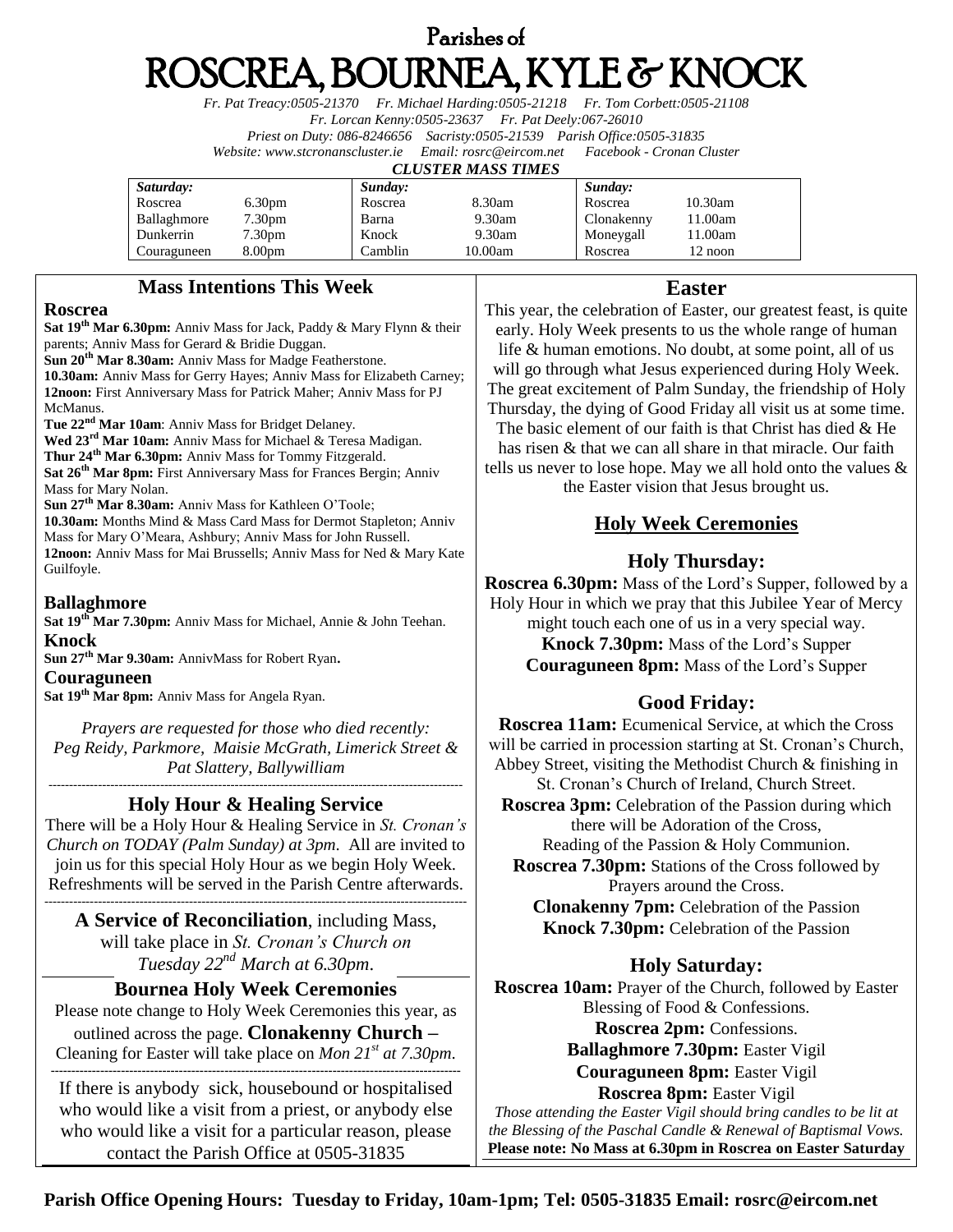# Parishes of
# ROSCREA, BOURNEA, KYLE & KNOCK

*Fr. Pat Treacy:0505-21370 Fr. Michael Harding:0505-21218 Fr. Tom Corbett:0505-21108*
*Fr. Lorcan Kenny:0505-23637 Fr. Pat Deely:067-26010*
*Priest on Duty: 086-8246656 Sacristy:0505-21539 Parish Office:0505-31835*
*Website: www.stcronanscluster.ie Email: rosrc@eircom.net Facebook - Cronan Cluster*

***CLUSTER MASS TIMES***

| *Saturday:* | | *Sunday:* | | *Sunday:* | |
|---|---|---|---|---|---|
| Roscrea | 6.30pm | Roscrea | 8.30am | Roscrea | 10.30am |
| Ballaghmore | 7.30pm | Barna | 9.30am | Clonakenny | 11.00am |
| Dunkerrin | 7.30pm | Knock | 9.30am | Moneygall | 11.00am |
| Couraguneen | 8.00pm | Camblin | 10.00am | Roscrea | 12 noon |

## Mass Intentions This Week

### Roscrea

**Sat 19th Mar 6.30pm:** Anniv Mass for Jack, Paddy & Mary Flynn & their parents; Anniv Mass for Gerard & Bridie Duggan.
**Sun 20th Mar 8.30am:** Anniv Mass for Madge Featherstone.
**10.30am:** Anniv Mass for Gerry Hayes; Anniv Mass for Elizabeth Carney;
**12noon:** First Anniversary Mass for Patrick Maher; Anniv Mass for PJ McManus.
**Tue 22nd Mar 10am**: Anniv Mass for Bridget Delaney.
**Wed 23rd Mar 10am:** Anniv Mass for Michael & Teresa Madigan.
**Thur 24th Mar 6.30pm:** Anniv Mass for Tommy Fitzgerald.
**Sat 26th Mar 8pm:** First Anniversary Mass for Frances Bergin; Anniv Mass for Mary Nolan.
**Sun 27th Mar 8.30am:** Anniv Mass for Kathleen O'Toole;
**10.30am:** Months Mind & Mass Card Mass for Dermot Stapleton; Anniv Mass for Mary O'Meara, Ashbury; Anniv Mass for John Russell.
**12noon:** Anniv Mass for Mai Brussells; Anniv Mass for Ned & Mary Kate Guilfoyle.

### Ballaghmore

**Sat 19th Mar 7.30pm:** Anniv Mass for Michael, Annie & John Teehan.

### Knock

**Sun 27th Mar 9.30am:** AnnivMass for Robert Ryan**.**

### Couraguneen

**Sat 19th Mar 8pm:** Anniv Mass for Angela Ryan.

*Prayers are requested for those who died recently: Peg Reidy, Parkmore, Maisie McGrath, Limerick Street & Pat Slattery, Ballywilliam*

---

## Holy Hour & Healing Service

There will be a Holy Hour & Healing Service in *St. Cronan's Church on TODAY (Palm Sunday) at 3pm.* All are invited to join us for this special Holy Hour as we begin Holy Week. Refreshments will be served in the Parish Centre afterwards.

---

**A Service of Reconciliation**, including Mass, will take place in *St. Cronan's Church on Tuesday 22nd March at 6.30pm*.

## Bournea Holy Week Ceremonies

Please note change to Holy Week Ceremonies this year, as outlined across the page. **Clonakenny Church –** Cleaning for Easter will take place on *Mon 21st at 7.30pm*.

---

If there is anybody sick, housebound or hospitalised who would like a visit from a priest, or anybody else who would like a visit for a particular reason, please contact the Parish Office at 0505-31835

## Easter

This year, the celebration of Easter, our greatest feast, is quite early. Holy Week presents to us the whole range of human life & human emotions. No doubt, at some point, all of us will go through what Jesus experienced during Holy Week. The great excitement of Palm Sunday, the friendship of Holy Thursday, the dying of Good Friday all visit us at some time. The basic element of our faith is that Christ has died & He has risen & that we can all share in that miracle. Our faith tells us never to lose hope. May we all hold onto the values & the Easter vision that Jesus brought us.

## Holy Week Ceremonies

### Holy Thursday:

**Roscrea 6.30pm:** Mass of the Lord's Supper, followed by a Holy Hour in which we pray that this Jubilee Year of Mercy might touch each one of us in a very special way.
**Knock 7.30pm:** Mass of the Lord's Supper
**Couraguneen 8pm:** Mass of the Lord's Supper

### Good Friday:

**Roscrea 11am:** Ecumenical Service, at which the Cross will be carried in procession starting at St. Cronan's Church, Abbey Street, visiting the Methodist Church & finishing in St. Cronan's Church of Ireland, Church Street.
**Roscrea 3pm:** Celebration of the Passion during which there will be Adoration of the Cross, Reading of the Passion & Holy Communion.
**Roscrea 7.30pm:** Stations of the Cross followed by Prayers around the Cross.
**Clonakenny 7pm:** Celebration of the Passion
**Knock 7.30pm:** Celebration of the Passion

### Holy Saturday:

**Roscrea 10am:** Prayer of the Church, followed by Easter Blessing of Food & Confessions.
**Roscrea 2pm:** Confessions.
**Ballaghmore 7.30pm:** Easter Vigil
**Couraguneen 8pm:** Easter Vigil
**Roscrea 8pm:** Easter Vigil

*Those attending the Easter Vigil should bring candles to be lit at the Blessing of the Paschal Candle & Renewal of Baptismal Vows.*
**Please note: No Mass at 6.30pm in Roscrea on Easter Saturday**

**Parish Office Opening Hours: Tuesday to Friday, 10am-1pm; Tel: 0505-31835 Email: rosrc@eircom.net**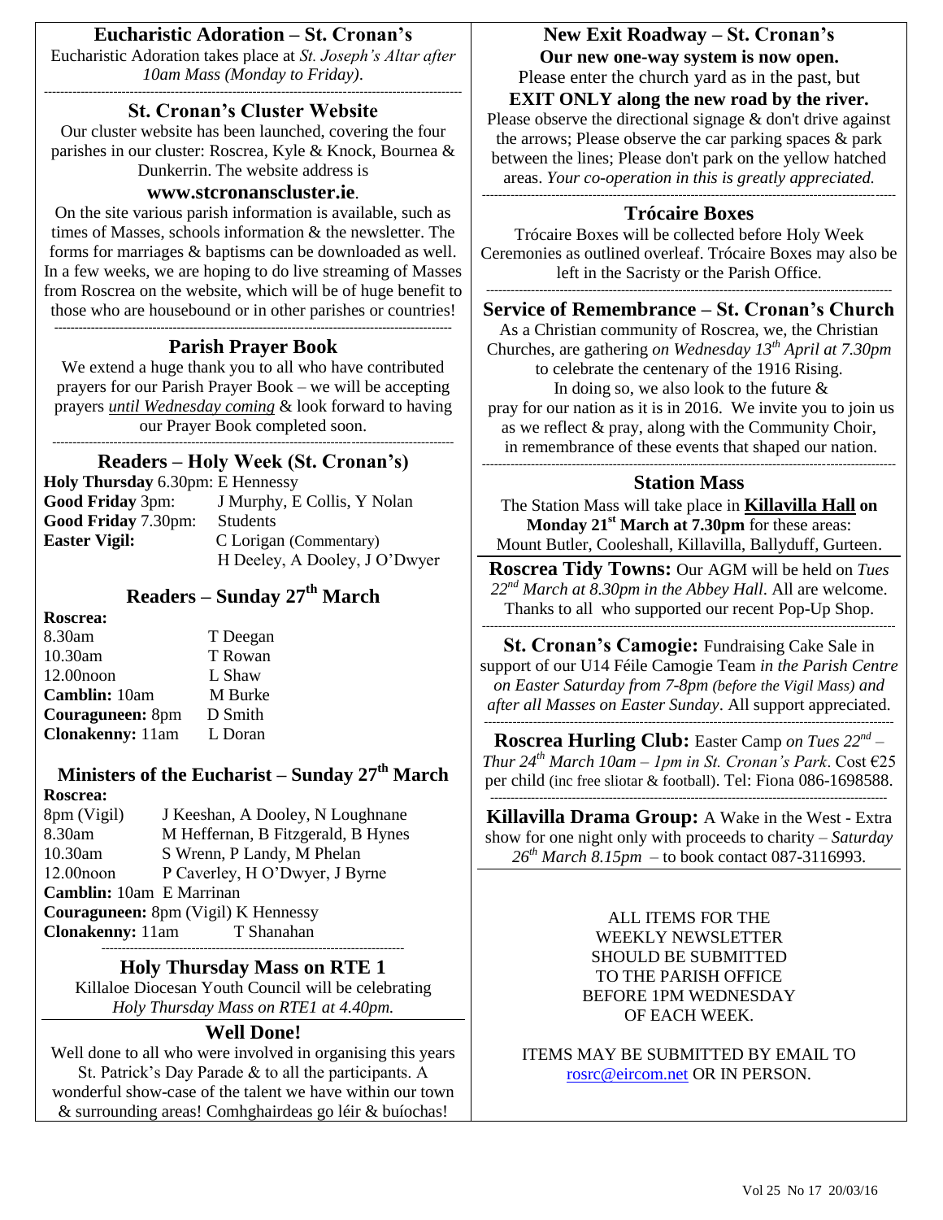## Eucharistic Adoration – St. Cronan's

Eucharistic Adoration takes place at *St. Joseph's Altar after 10am Mass (Monday to Friday)*.

## St. Cronan's Cluster Website

Our cluster website has been launched, covering the four parishes in our cluster: Roscrea, Kyle & Knock, Bournea & Dunkerrin. The website address is

**www.stcronanscluster.ie**.

On the site various parish information is available, such as times of Masses, schools information & the newsletter. The forms for marriages & baptisms can be downloaded as well. In a few weeks, we are hoping to do live streaming of Masses from Roscrea on the website, which will be of huge benefit to those who are housebound or in other parishes or countries!

## Parish Prayer Book

We extend a huge thank you to all who have contributed prayers for our Parish Prayer Book – we will be accepting prayers *until Wednesday coming* & look forward to having our Prayer Book completed soon.

## Readers – Holy Week (St. Cronan's)

| | |
|---|---|
| **Holy Thursday** 6.30pm: | E Hennessy |
| **Good Friday** 3pm: | J Murphy, E Collis, Y Nolan |
| **Good Friday** 7.30pm: | Students |
| **Easter Vigil:** | C Lorigan (Commentary) H Deeley, A Dooley, J O'Dwyer |

## Readers – Sunday 27th March

**Roscrea:**

| | |
|---|---|
| 8.30am | T Deegan |
| 10.30am | T Rowan |
| 12.00noon | L Shaw |
| **Camblin:** 10am | M Burke |
| **Couraguneen:** 8pm | D Smith |
| **Clonakenny:** 11am | L Doran |

## Ministers of the Eucharist – Sunday 27th March

**Roscrea:**

| | |
|---|---|
| 8pm (Vigil) | J Keeshan, A Dooley, N Loughnane |
| 8.30am | M Heffernan, B Fitzgerald, B Hynes |
| 10.30am | S Wrenn, P Landy, M Phelan |
| 12.00noon | P Caverley, H O'Dwyer, J Byrne |
| **Camblin:** 10am | E Marrinan |
| **Couraguneen:** 8pm (Vigil) | K Hennessy |
| **Clonakenny:** 11am | T Shanahan |

## Holy Thursday Mass on RTE 1

Killaloe Diocesan Youth Council will be celebrating *Holy Thursday Mass on RTE1 at 4.40pm.*

## Well Done!

Well done to all who were involved in organising this years St. Patrick's Day Parade & to all the participants. A wonderful show-case of the talent we have within our town & surrounding areas! Comhghairdeas go léir & buíochas!

## New Exit Roadway – St. Cronan's

**Our new one-way system is now open.**

Please enter the church yard as in the past, but

**EXIT ONLY along the new road by the river.**

Please observe the directional signage & don't drive against the arrows; Please observe the car parking spaces & park between the lines; Please don't park on the yellow hatched areas. *Your co-operation in this is greatly appreciated.*

## Trócaire Boxes

Trócaire Boxes will be collected before Holy Week Ceremonies as outlined overleaf. Trócaire Boxes may also be left in the Sacristy or the Parish Office.

## Service of Remembrance – St. Cronan's Church

As a Christian community of Roscrea, we, the Christian Churches, are gathering *on Wednesday 13th April at 7.30pm* to celebrate the centenary of the 1916 Rising. In doing so, we also look to the future & pray for our nation as it is in 2016. We invite you to join us as we reflect & pray, along with the Community Choir, in remembrance of these events that shaped our nation.

## Station Mass

The Station Mass will take place in **Killavilla Hall on Monday 21st March at 7.30pm** for these areas: Mount Butler, Cooleshall, Killavilla, Ballyduff, Gurteen.

**Roscrea Tidy Towns:** Our AGM will be held on *Tues 22nd March at 8.30pm in the Abbey Hall*. All are welcome. Thanks to all who supported our recent Pop-Up Shop.

**St. Cronan's Camogie:** Fundraising Cake Sale in support of our U14 Féile Camogie Team *in the Parish Centre on Easter Saturday from 7-8pm (before the Vigil Mass) and after all Masses on Easter Sunday*. All support appreciated.

**Roscrea Hurling Club:** Easter Camp *on Tues 22nd – Thur 24th March 10am – 1pm in St. Cronan's Park*. Cost €25 per child (inc free sliotar & football). Tel: Fiona 086-1698588.

**Killavilla Drama Group:** A Wake in the West - Extra show for one night only with proceeds to charity – *Saturday 26th March 8.15pm* – to book contact 087-3116993.

ALL ITEMS FOR THE WEEKLY NEWSLETTER SHOULD BE SUBMITTED TO THE PARISH OFFICE BEFORE 1PM WEDNESDAY OF EACH WEEK.

ITEMS MAY BE SUBMITTED BY EMAIL TO rosrc@eircom.net OR IN PERSON.